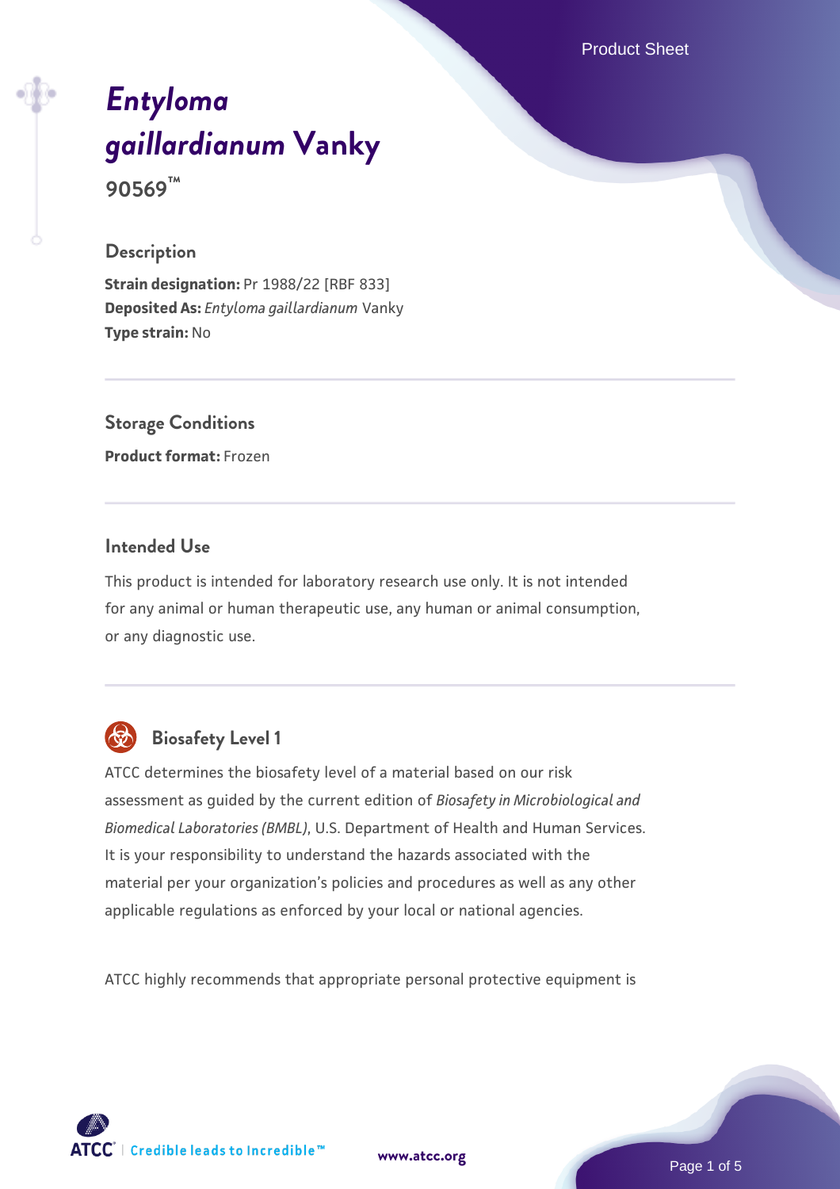# *Entyloma gaillardianum* Vanky

**90569™**

## Description

**Strain designation:** Pr 1988/22 [RBF 833]
**Deposited As:** *Entyloma gaillardianum* Vanky
**Type strain:** No

## Storage Conditions

**Product format:** Frozen

## Intended Use

This product is intended for laboratory research use only. It is not intended for any animal or human therapeutic use, any human or animal consumption, or any diagnostic use.

## Biosafety Level 1

ATCC determines the biosafety level of a material based on our risk assessment as guided by the current edition of *Biosafety in Microbiological and Biomedical Laboratories (BMBL)*, U.S. Department of Health and Human Services. It is your responsibility to understand the hazards associated with the material per your organization's policies and procedures as well as any other applicable regulations as enforced by your local or national agencies.

ATCC highly recommends that appropriate personal protective equipment is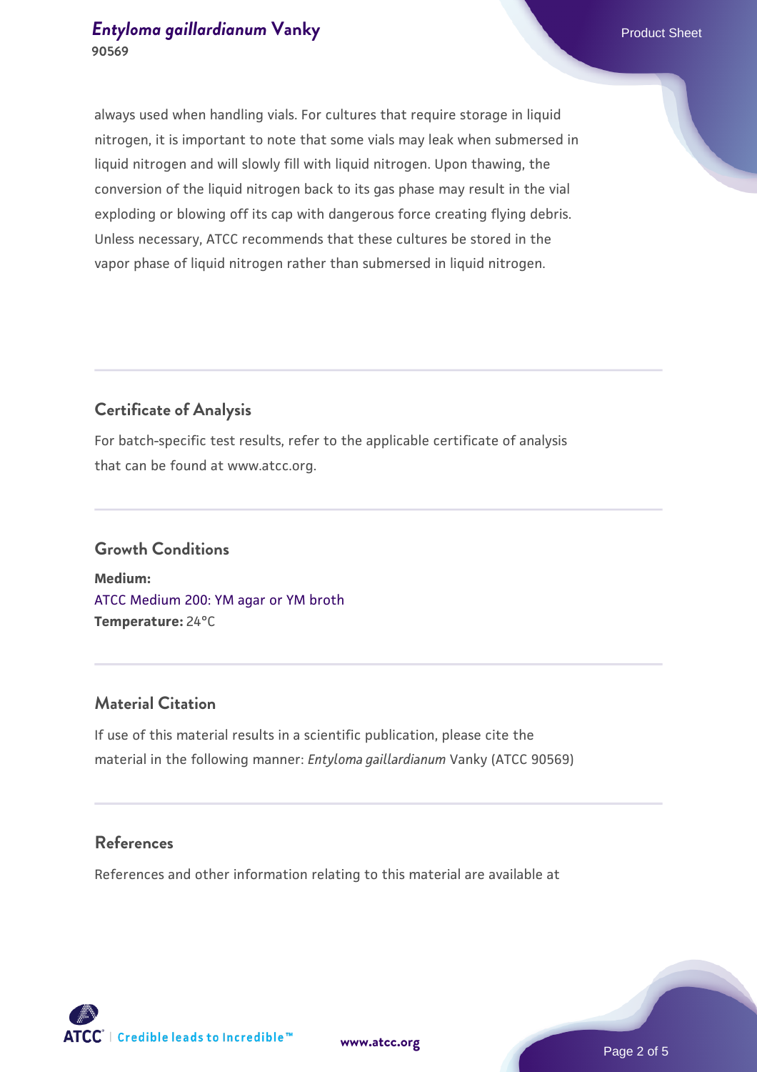always used when handling vials. For cultures that require storage in liquid nitrogen, it is important to note that some vials may leak when submersed in liquid nitrogen and will slowly fill with liquid nitrogen. Upon thawing, the conversion of the liquid nitrogen back to its gas phase may result in the vial exploding or blowing off its cap with dangerous force creating flying debris. Unless necessary, ATCC recommends that these cultures be stored in the vapor phase of liquid nitrogen rather than submersed in liquid nitrogen.

## Certificate of Analysis

For batch-specific test results, refer to the applicable certificate of analysis that can be found at www.atcc.org.

## Growth Conditions

**Medium:**
ATCC Medium 200: YM agar or YM broth
**Temperature:** 24°C

## Material Citation

If use of this material results in a scientific publication, please cite the material in the following manner: *Entyloma gaillardianum* Vanky (ATCC 90569)

## References

References and other information relating to this material are available at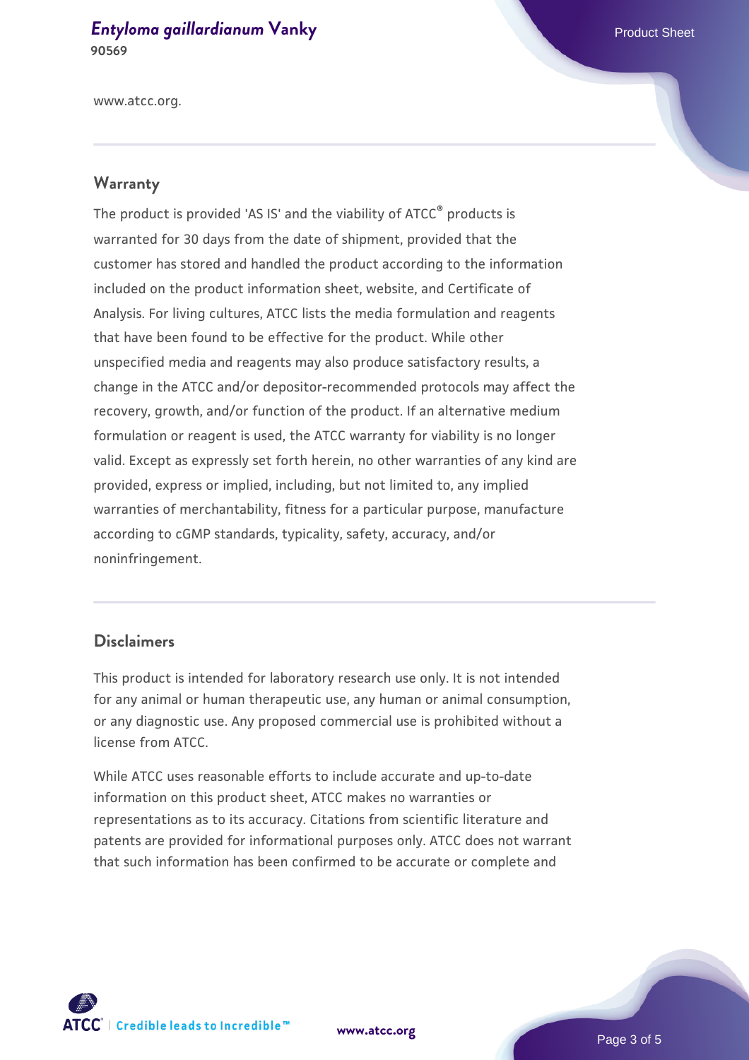www.atcc.org.

## Warranty

The product is provided 'AS IS' and the viability of ATCC® products is warranted for 30 days from the date of shipment, provided that the customer has stored and handled the product according to the information included on the product information sheet, website, and Certificate of Analysis. For living cultures, ATCC lists the media formulation and reagents that have been found to be effective for the product. While other unspecified media and reagents may also produce satisfactory results, a change in the ATCC and/or depositor-recommended protocols may affect the recovery, growth, and/or function of the product. If an alternative medium formulation or reagent is used, the ATCC warranty for viability is no longer valid. Except as expressly set forth herein, no other warranties of any kind are provided, express or implied, including, but not limited to, any implied warranties of merchantability, fitness for a particular purpose, manufacture according to cGMP standards, typicality, safety, accuracy, and/or noninfringement.

## Disclaimers

This product is intended for laboratory research use only. It is not intended for any animal or human therapeutic use, any human or animal consumption, or any diagnostic use. Any proposed commercial use is prohibited without a license from ATCC.

While ATCC uses reasonable efforts to include accurate and up-to-date information on this product sheet, ATCC makes no warranties or representations as to its accuracy. Citations from scientific literature and patents are provided for informational purposes only. ATCC does not warrant that such information has been confirmed to be accurate or complete and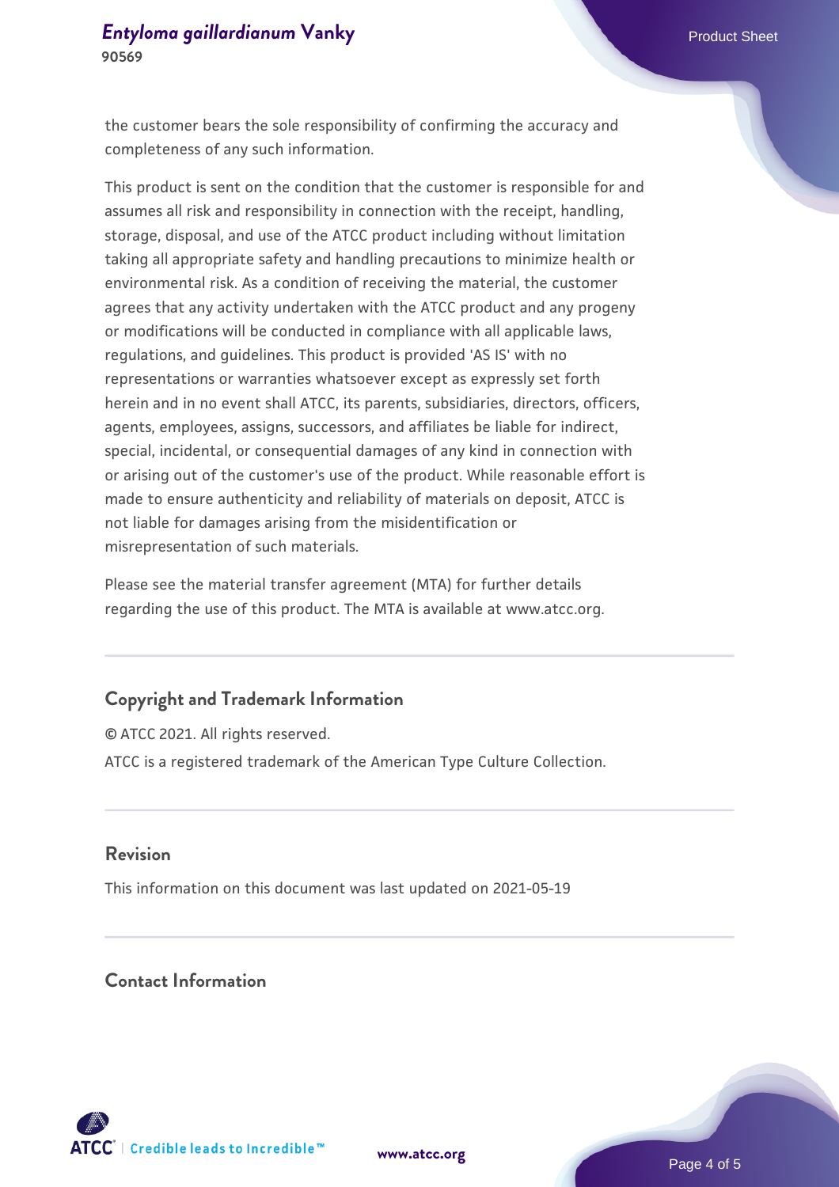the customer bears the sole responsibility of confirming the accuracy and completeness of any such information.

This product is sent on the condition that the customer is responsible for and assumes all risk and responsibility in connection with the receipt, handling, storage, disposal, and use of the ATCC product including without limitation taking all appropriate safety and handling precautions to minimize health or environmental risk. As a condition of receiving the material, the customer agrees that any activity undertaken with the ATCC product and any progeny or modifications will be conducted in compliance with all applicable laws, regulations, and guidelines. This product is provided 'AS IS' with no representations or warranties whatsoever except as expressly set forth herein and in no event shall ATCC, its parents, subsidiaries, directors, officers, agents, employees, assigns, successors, and affiliates be liable for indirect, special, incidental, or consequential damages of any kind in connection with or arising out of the customer's use of the product. While reasonable effort is made to ensure authenticity and reliability of materials on deposit, ATCC is not liable for damages arising from the misidentification or misrepresentation of such materials.

Please see the material transfer agreement (MTA) for further details regarding the use of this product. The MTA is available at www.atcc.org.

## Copyright and Trademark Information

© ATCC 2021. All rights reserved.

ATCC is a registered trademark of the American Type Culture Collection.

## Revision

This information on this document was last updated on 2021-05-19

## Contact Information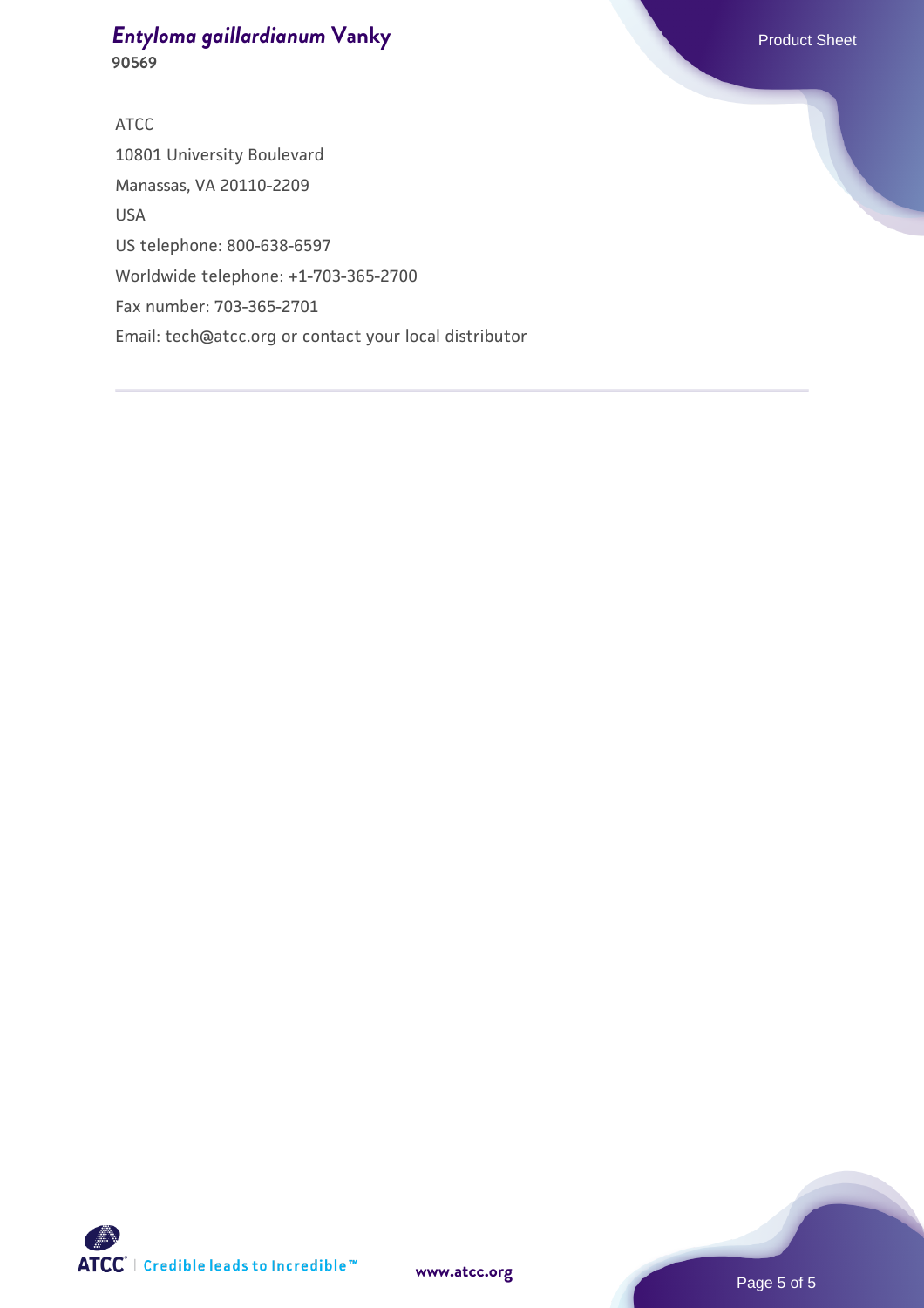ATCC

10801 University Boulevard

Manassas, VA 20110-2209

USA

US telephone: 800-638-6597

Worldwide telephone: +1-703-365-2700

Fax number: 703-365-2701

Email: tech@atcc.org or contact your local distributor